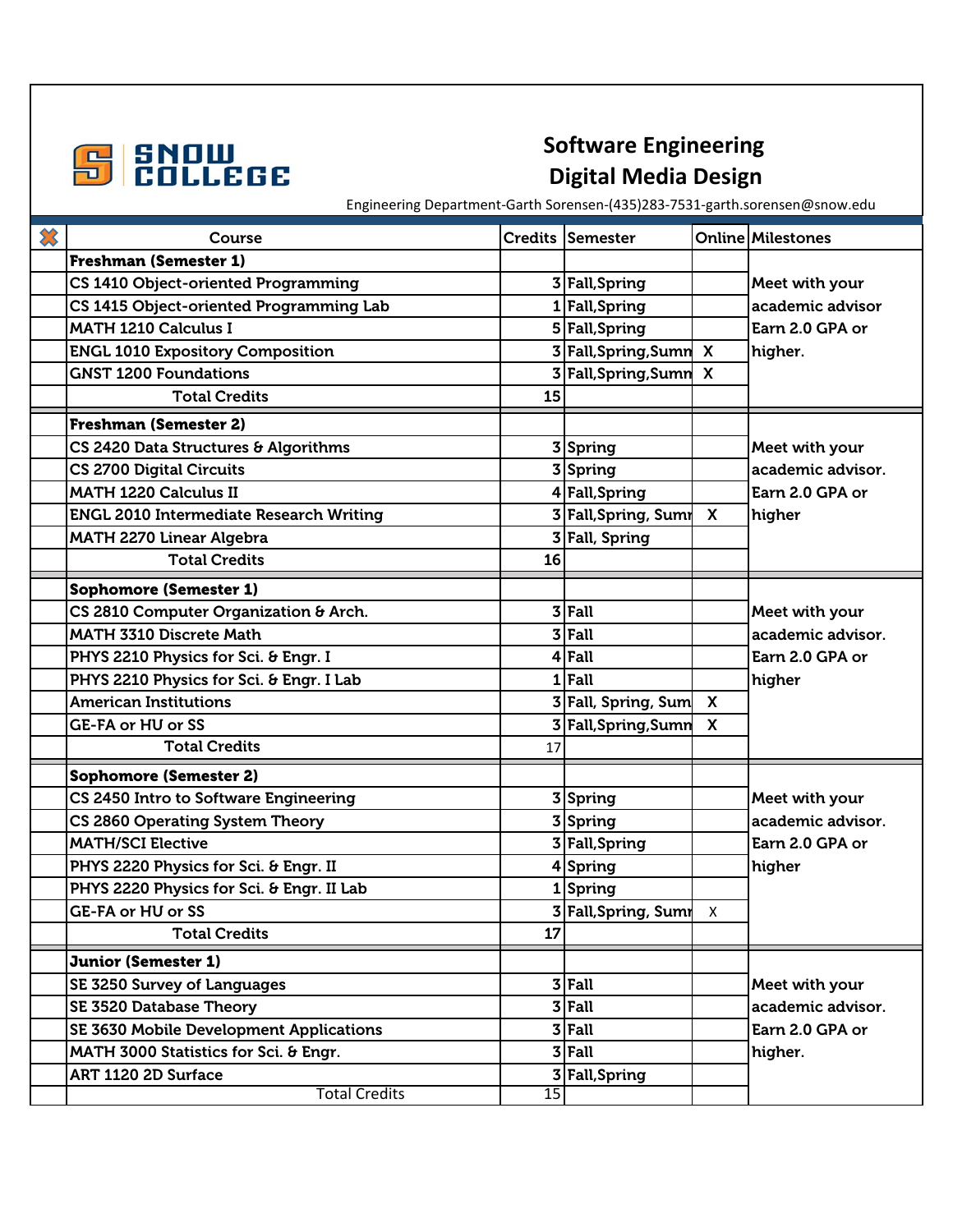# Software Engineering

## Digital Media Design

Engineering Department-Garth Sorensen-(435)283-7531-garth.sorensen@snow.edu

| | Course | Credits | Semester | Online | Milestones |
|---|---|---|---|---|---|
| | **Freshman (Semester 1)** | | | | |
| | CS 1410 Object-oriented Programming | 3 | Fall,Spring | | Meet with your academic advisor Earn 2.0 GPA or higher. |
| | CS 1415 Object-oriented Programming Lab | 1 | Fall,Spring | | |
| | MATH 1210 Calculus I | 5 | Fall,Spring | | |
| | ENGL 1010 Expository Composition | 3 | Fall,Spring,Summ | X | |
| | GNST 1200 Foundations | 3 | Fall,Spring,Summ | X | |
| | Total Credits | 15 | | | |
| | **Freshman (Semester 2)** | | | | |
| | CS 2420 Data Structures & Algorithms | 3 | Spring | | Meet with your academic advisor. Earn 2.0 GPA or higher |
| | CS 2700 Digital Circuits | 3 | Spring | | |
| | MATH 1220 Calculus II | 4 | Fall,Spring | | |
| | ENGL 2010 Intermediate Research Writing | 3 | Fall,Spring, Sumr | X | |
| | MATH 2270 Linear Algebra | 3 | Fall, Spring | | |
| | Total Credits | 16 | | | |
| | **Sophomore (Semester 1)** | | | | |
| | CS 2810 Computer Organization & Arch. | 3 | Fall | | Meet with your academic advisor. Earn 2.0 GPA or higher |
| | MATH 3310 Discrete Math | 3 | Fall | | |
| | PHYS 2210 Physics for Sci. & Engr. I | 4 | Fall | | |
| | PHYS 2210 Physics for Sci. & Engr. I Lab | 1 | Fall | | |
| | American Institutions | 3 | Fall, Spring, Sum | X | |
| | GE-FA or HU or SS | 3 | Fall,Spring,Summ | X | |
| | Total Credits | 17 | | | |
| | **Sophomore (Semester 2)** | | | | |
| | CS 2450 Intro to Software Engineering | 3 | Spring | | Meet with your academic advisor. Earn 2.0 GPA or higher |
| | CS 2860 Operating System Theory | 3 | Spring | | |
| | MATH/SCI Elective | 3 | Fall,Spring | | |
| | PHYS 2220 Physics for Sci. & Engr. II | 4 | Spring | | |
| | PHYS 2220 Physics for Sci. & Engr. II Lab | 1 | Spring | | |
| | GE-FA or HU or SS | 3 | Fall,Spring, Sumr | X | |
| | Total Credits | 17 | | | |
| | **Junior (Semester 1)** | | | | |
| | SE 3250 Survey of Languages | 3 | Fall | | Meet with your academic advisor. Earn 2.0 GPA or higher. |
| | SE 3520 Database Theory | 3 | Fall | | |
| | SE 3630 Mobile Development Applications | 3 | Fall | | |
| | MATH 3000 Statistics for Sci. & Engr. | 3 | Fall | | |
| | ART 1120 2D Surface | 3 | Fall,Spring | | |
| | Total Credits | 15 | | | |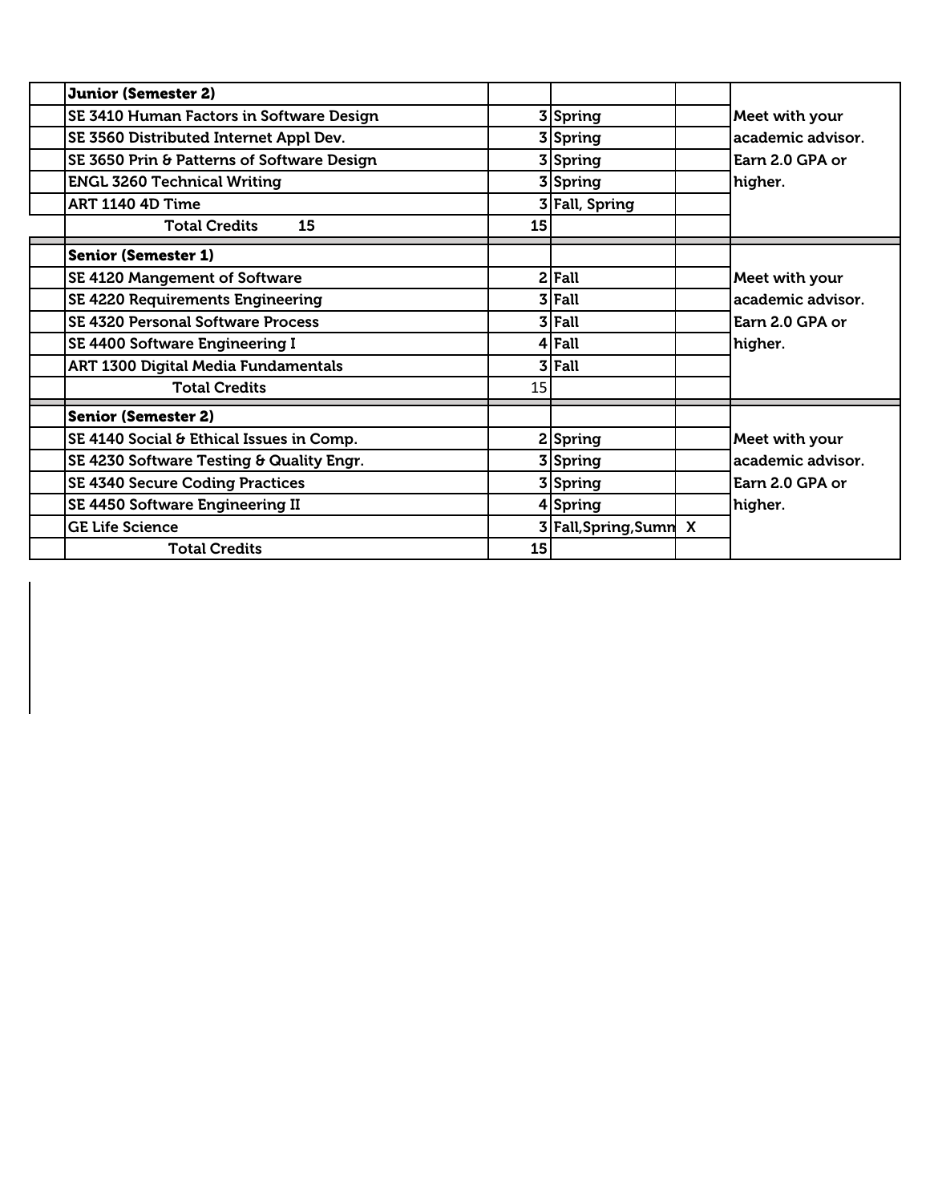| | | | | | |
|---|---|---|---|---|---|
| | **Junior (Semester 2)** | | | | |
| | SE 3410 Human Factors in Software Design | 3 | Spring | | Meet with your academic advisor. Earn 2.0 GPA or higher. |
| | SE 3560 Distributed Internet Appl Dev. | 3 | Spring | | |
| | SE 3650 Prin & Patterns of Software Design | 3 | Spring | | |
| | ENGL 3260 Technical Writing | 3 | Spring | | |
| | ART 1140 4D Time | 3 | Fall, Spring | | |
| | Total Credits 15 | 15 | | | |
| | **Senior (Semester 1)** | | | | |
| | SE 4120 Mangement of Software | 2 | Fall | | Meet with your academic advisor. Earn 2.0 GPA or higher. |
| | SE 4220 Requirements Engineering | 3 | Fall | | |
| | SE 4320 Personal Software Process | 3 | Fall | | |
| | SE 4400 Software Engineering I | 4 | Fall | | |
| | ART 1300 Digital Media Fundamentals | 3 | Fall | | |
| | Total Credits | 15 | | | |
| | **Senior (Semester 2)** | | | | |
| | SE 4140 Social & Ethical Issues in Comp. | 2 | Spring | | Meet with your academic advisor. Earn 2.0 GPA or higher. |
| | SE 4230 Software Testing & Quality Engr. | 3 | Spring | | |
| | SE 4340 Secure Coding Practices | 3 | Spring | | |
| | SE 4450 Software Engineering II | 4 | Spring | | |
| | GE Life Science | 3 | Fall,Spring,Sumn | X | |
| | Total Credits | 15 | | | |